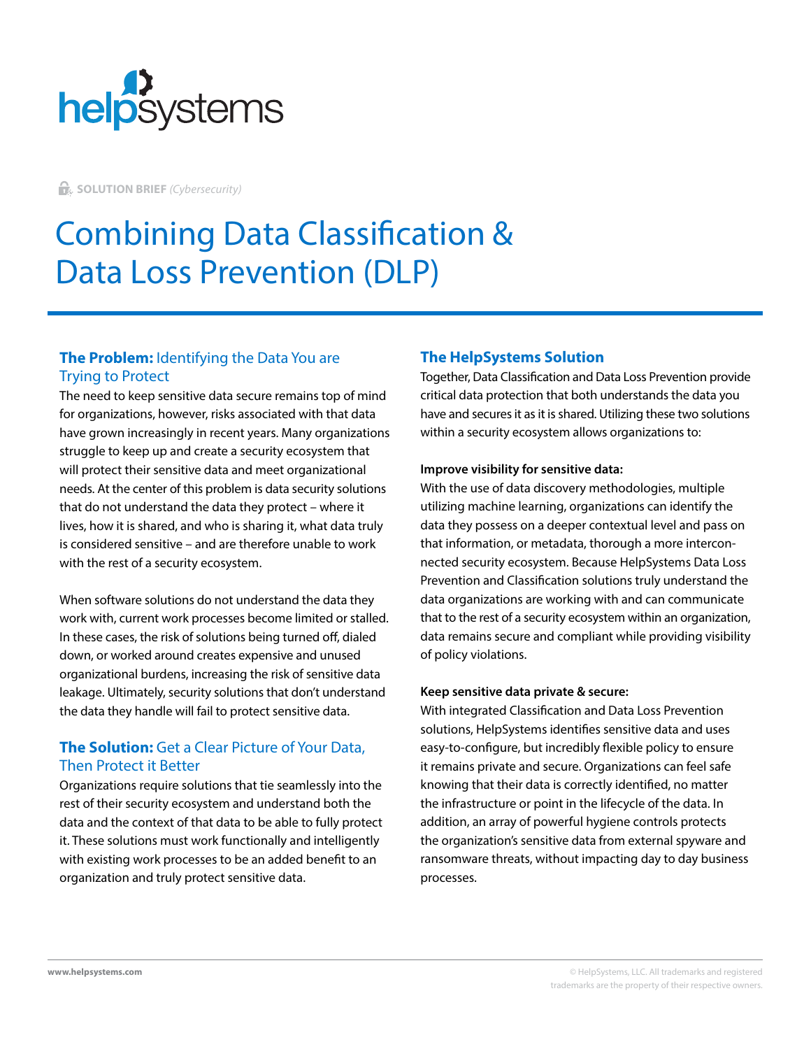**SOLUTION BRIEF** *(Cybersecurity)*

# Combining Data Classification & Data Loss Prevention (DLP)

## **The Problem:** Identifying the Data You are Trying to Protect

The need to keep sensitive data secure remains top of mind for organizations, however, risks associated with that data have grown increasingly in recent years. Many organizations struggle to keep up and create a security ecosystem that will protect their sensitive data and meet organizational needs. At the center of this problem is data security solutions that do not understand the data they protect – where it lives, how it is shared, and who is sharing it, what data truly is considered sensitive – and are therefore unable to work with the rest of a security ecosystem.

When software solutions do not understand the data they work with, current work processes become limited or stalled. In these cases, the risk of solutions being turned off, dialed down, or worked around creates expensive and unused organizational burdens, increasing the risk of sensitive data leakage. Ultimately, security solutions that don't understand the data they handle will fail to protect sensitive data.

## **The Solution:** Get a Clear Picture of Your Data, Then Protect it Better

Organizations require solutions that tie seamlessly into the rest of their security ecosystem and understand both the data and the context of that data to be able to fully protect it. These solutions must work functionally and intelligently with existing work processes to be an added benefit to an organization and truly protect sensitive data.

## The HelpSystems Solution

Together, Data Classification and Data Loss Prevention provide critical data protection that both understands the data you have and secures it as it is shared. Utilizing these two solutions within a security ecosystem allows organizations to:

**Improve visibility for sensitive data:**
With the use of data discovery methodologies, multiple utilizing machine learning, organizations can identify the data they possess on a deeper contextual level and pass on that information, or metadata, thorough a more interconnected security ecosystem. Because HelpSystems Data Loss Prevention and Classification solutions truly understand the data organizations are working with and can communicate that to the rest of a security ecosystem within an organization, data remains secure and compliant while providing visibility of policy violations.

**Keep sensitive data private & secure:**
With integrated Classification and Data Loss Prevention solutions, HelpSystems identifies sensitive data and uses easy-to-configure, but incredibly flexible policy to ensure it remains private and secure. Organizations can feel safe knowing that their data is correctly identified, no matter the infrastructure or point in the lifecycle of the data. In addition, an array of powerful hygiene controls protects the organization's sensitive data from external spyware and ransomware threats, without impacting day to day business processes.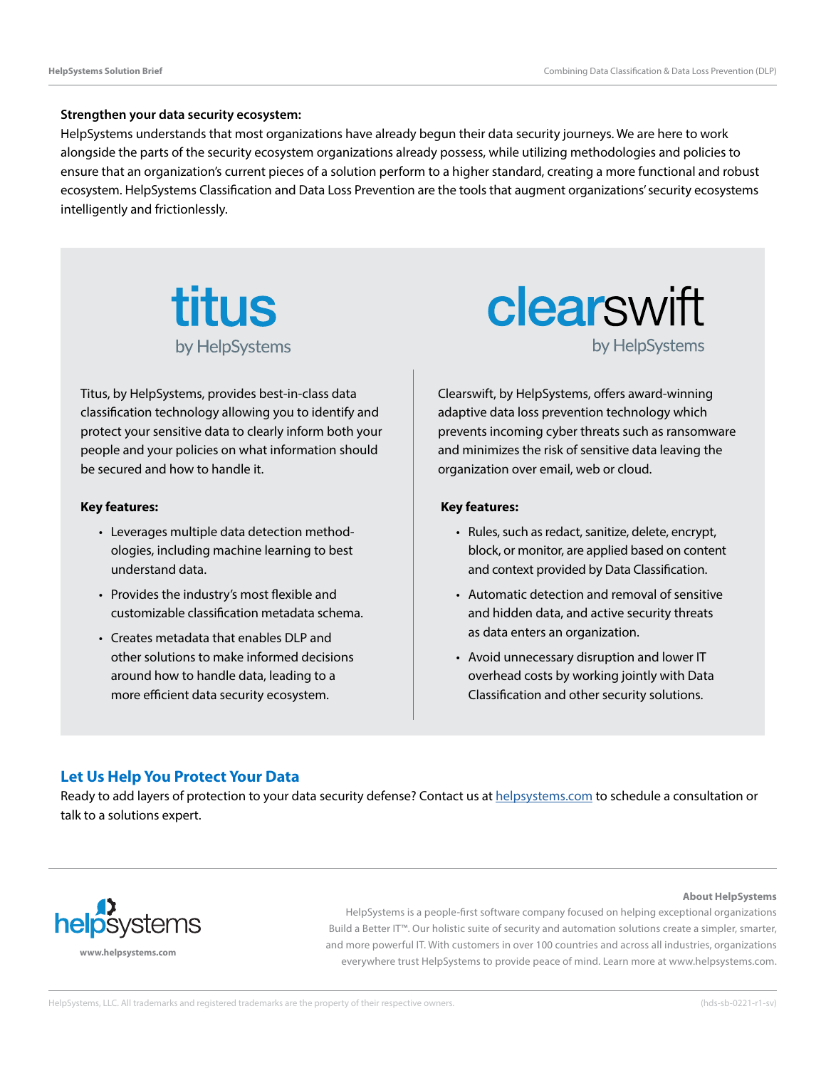**Strengthen your data security ecosystem:**

HelpSystems understands that most organizations have already begun their data security journeys. We are here to work alongside the parts of the security ecosystem organizations already possess, while utilizing methodologies and policies to ensure that an organization's current pieces of a solution perform to a higher standard, creating a more functional and robust ecosystem. HelpSystems Classification and Data Loss Prevention are the tools that augment organizations' security ecosystems intelligently and frictionlessly.

## titus by HelpSystems

Titus, by HelpSystems, provides best-in-class data classification technology allowing you to identify and protect your sensitive data to clearly inform both your people and your policies on what information should be secured and how to handle it.

**Key features:**

- Leverages multiple data detection methodologies, including machine learning to best understand data.
- Provides the industry's most flexible and customizable classification metadata schema.
- Creates metadata that enables DLP and other solutions to make informed decisions around how to handle data, leading to a more efficient data security ecosystem.

## clearswift by HelpSystems

Clearswift, by HelpSystems, offers award-winning adaptive data loss prevention technology which prevents incoming cyber threats such as ransomware and minimizes the risk of sensitive data leaving the organization over email, web or cloud.

**Key features:**

- Rules, such as redact, sanitize, delete, encrypt, block, or monitor, are applied based on content and context provided by Data Classification.
- Automatic detection and removal of sensitive and hidden data, and active security threats as data enters an organization.
- Avoid unnecessary disruption and lower IT overhead costs by working jointly with Data Classification and other security solutions.

## Let Us Help You Protect Your Data

Ready to add layers of protection to your data security defense? Contact us at [helpsystems.com](https://www.helpsystems.com) to schedule a consultation or talk to a solutions expert.

helpsystems

www.helpsystems.com

**About HelpSystems**

HelpSystems is a people-first software company focused on helping exceptional organizations Build a Better IT™. Our holistic suite of security and automation solutions create a simpler, smarter, and more powerful IT. With customers in over 100 countries and across all industries, organizations everywhere trust HelpSystems to provide peace of mind. Learn more at www.helpsystems.com.

HelpSystems, LLC. All trademarks and registered trademarks are the property of their respective owners.

(hds-sb-0221-r1-sv)